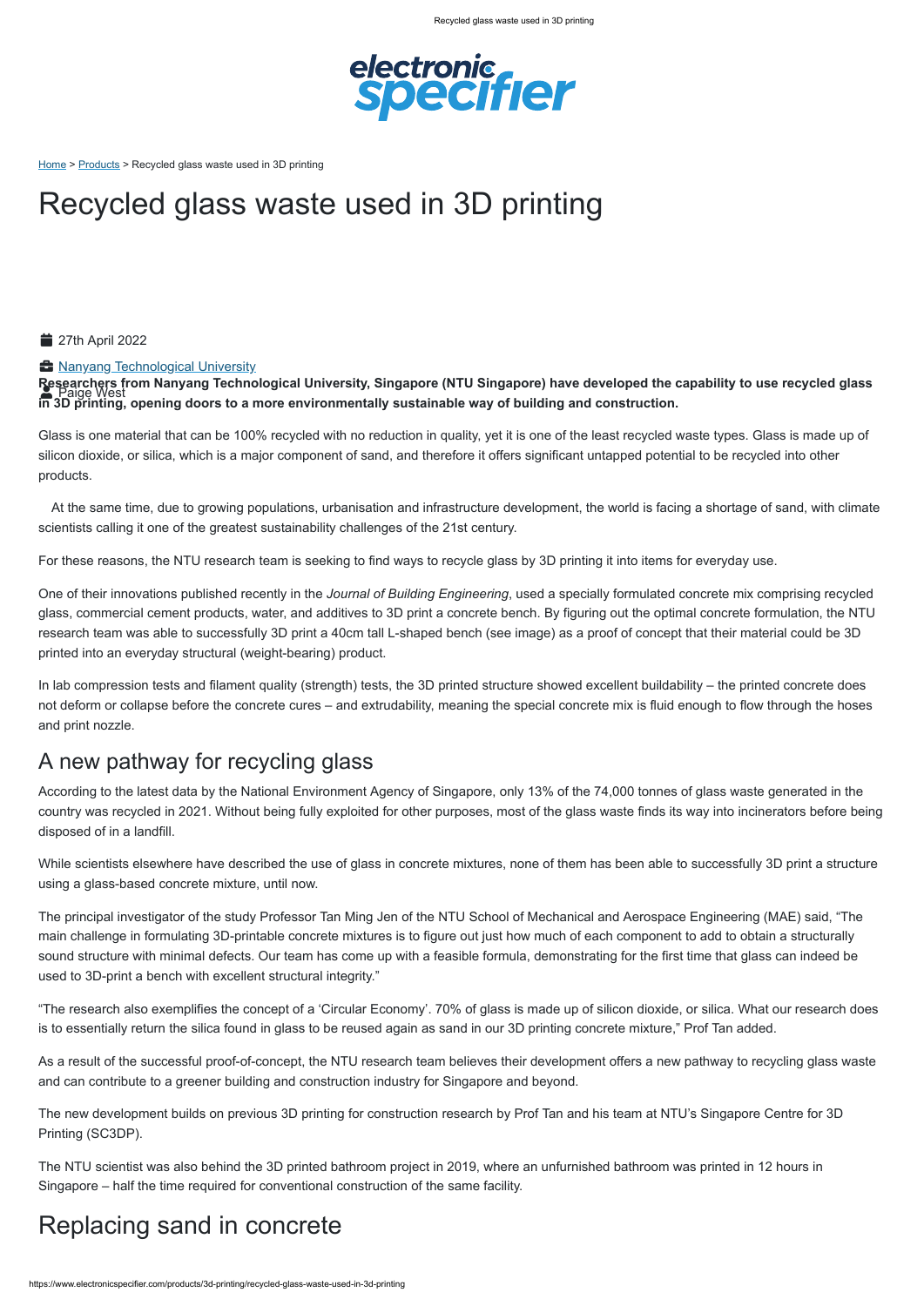Home > Products > Recycled glass waste used in 3D printing

# Recycled glass waste used in 3D printing

27th April 2022

Nanyang Technological University

Paige West

**Researchers from Nanyang Technological University, Singapore (NTU Singapore) have developed the capability to use recycled glass in 3D printing, opening doors to a more environmentally sustainable way of building and construction.**

Glass is one material that can be 100% recycled with no reduction in quality, yet it is one of the least recycled waste types. Glass is made up of silicon dioxide, or silica, which is a major component of sand, and therefore it offers significant untapped potential to be recycled into other products.

At the same time, due to growing populations, urbanisation and infrastructure development, the world is facing a shortage of sand, with climate scientists calling it one of the greatest sustainability challenges of the 21st century.

For these reasons, the NTU research team is seeking to find ways to recycle glass by 3D printing it into items for everyday use.

One of their innovations published recently in the *Journal of Building Engineering*, used a specially formulated concrete mix comprising recycled glass, commercial cement products, water, and additives to 3D print a concrete bench. By figuring out the optimal concrete formulation, the NTU research team was able to successfully 3D print a 40cm tall L-shaped bench (see image) as a proof of concept that their material could be 3D printed into an everyday structural (weight-bearing) product.

In lab compression tests and filament quality (strength) tests, the 3D printed structure showed excellent buildability – the printed concrete does not deform or collapse before the concrete cures – and extrudability, meaning the special concrete mix is fluid enough to flow through the hoses and print nozzle.

## A new pathway for recycling glass

According to the latest data by the National Environment Agency of Singapore, only 13% of the 74,000 tonnes of glass waste generated in the country was recycled in 2021. Without being fully exploited for other purposes, most of the glass waste finds its way into incinerators before being disposed of in a landfill.

While scientists elsewhere have described the use of glass in concrete mixtures, none of them has been able to successfully 3D print a structure using a glass-based concrete mixture, until now.

The principal investigator of the study Professor Tan Ming Jen of the NTU School of Mechanical and Aerospace Engineering (MAE) said, "The main challenge in formulating 3D-printable concrete mixtures is to figure out just how much of each component to add to obtain a structurally sound structure with minimal defects. Our team has come up with a feasible formula, demonstrating for the first time that glass can indeed be used to 3D-print a bench with excellent structural integrity."

"The research also exemplifies the concept of a 'Circular Economy'. 70% of glass is made up of silicon dioxide, or silica. What our research does is to essentially return the silica found in glass to be reused again as sand in our 3D printing concrete mixture," Prof Tan added.

As a result of the successful proof-of-concept, the NTU research team believes their development offers a new pathway to recycling glass waste and can contribute to a greener building and construction industry for Singapore and beyond.

The new development builds on previous 3D printing for construction research by Prof Tan and his team at NTU's Singapore Centre for 3D Printing (SC3DP).

The NTU scientist was also behind the 3D printed bathroom project in 2019, where an unfurnished bathroom was printed in 12 hours in Singapore – half the time required for conventional construction of the same facility.

## Replacing sand in concrete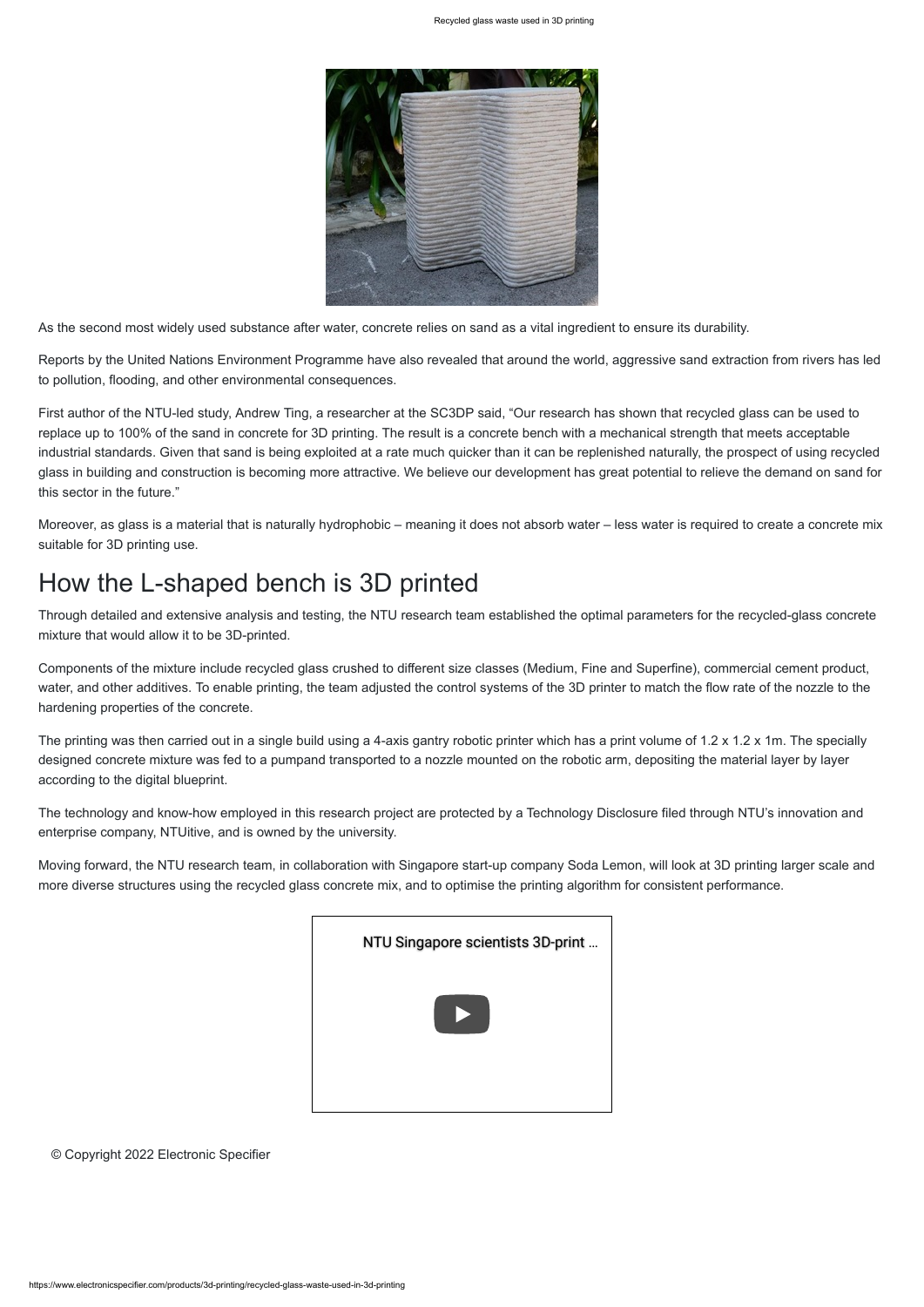As the second most widely used substance after water, concrete relies on sand as a vital ingredient to ensure its durability.

Reports by the United Nations Environment Programme have also revealed that around the world, aggressive sand extraction from rivers has led to pollution, flooding, and other environmental consequences.

First author of the NTU-led study, Andrew Ting, a researcher at the SC3DP said, "Our research has shown that recycled glass can be used to replace up to 100% of the sand in concrete for 3D printing. The result is a concrete bench with a mechanical strength that meets acceptable industrial standards. Given that sand is being exploited at a rate much quicker than it can be replenished naturally, the prospect of using recycled glass in building and construction is becoming more attractive. We believe our development has great potential to relieve the demand on sand for this sector in the future."

Moreover, as glass is a material that is naturally hydrophobic – meaning it does not absorb water – less water is required to create a concrete mix suitable for 3D printing use.

## How the L-shaped bench is 3D printed

Through detailed and extensive analysis and testing, the NTU research team established the optimal parameters for the recycled-glass concrete mixture that would allow it to be 3D-printed.

Components of the mixture include recycled glass crushed to different size classes (Medium, Fine and Superfine), commercial cement product, water, and other additives. To enable printing, the team adjusted the control systems of the 3D printer to match the flow rate of the nozzle to the hardening properties of the concrete.

The printing was then carried out in a single build using a 4-axis gantry robotic printer which has a print volume of 1.2 x 1.2 x 1m. The specially designed concrete mixture was fed to a pumpand transported to a nozzle mounted on the robotic arm, depositing the material layer by layer according to the digital blueprint.

The technology and know-how employed in this research project are protected by a Technology Disclosure filed through NTU's innovation and enterprise company, NTUitive, and is owned by the university.

Moving forward, the NTU research team, in collaboration with Singapore start-up company Soda Lemon, will look at 3D printing larger scale and more diverse structures using the recycled glass concrete mix, and to optimise the printing algorithm for consistent performance.

NTU Singapore scientists 3D-print ...

© Copyright 2022 Electronic Specifier